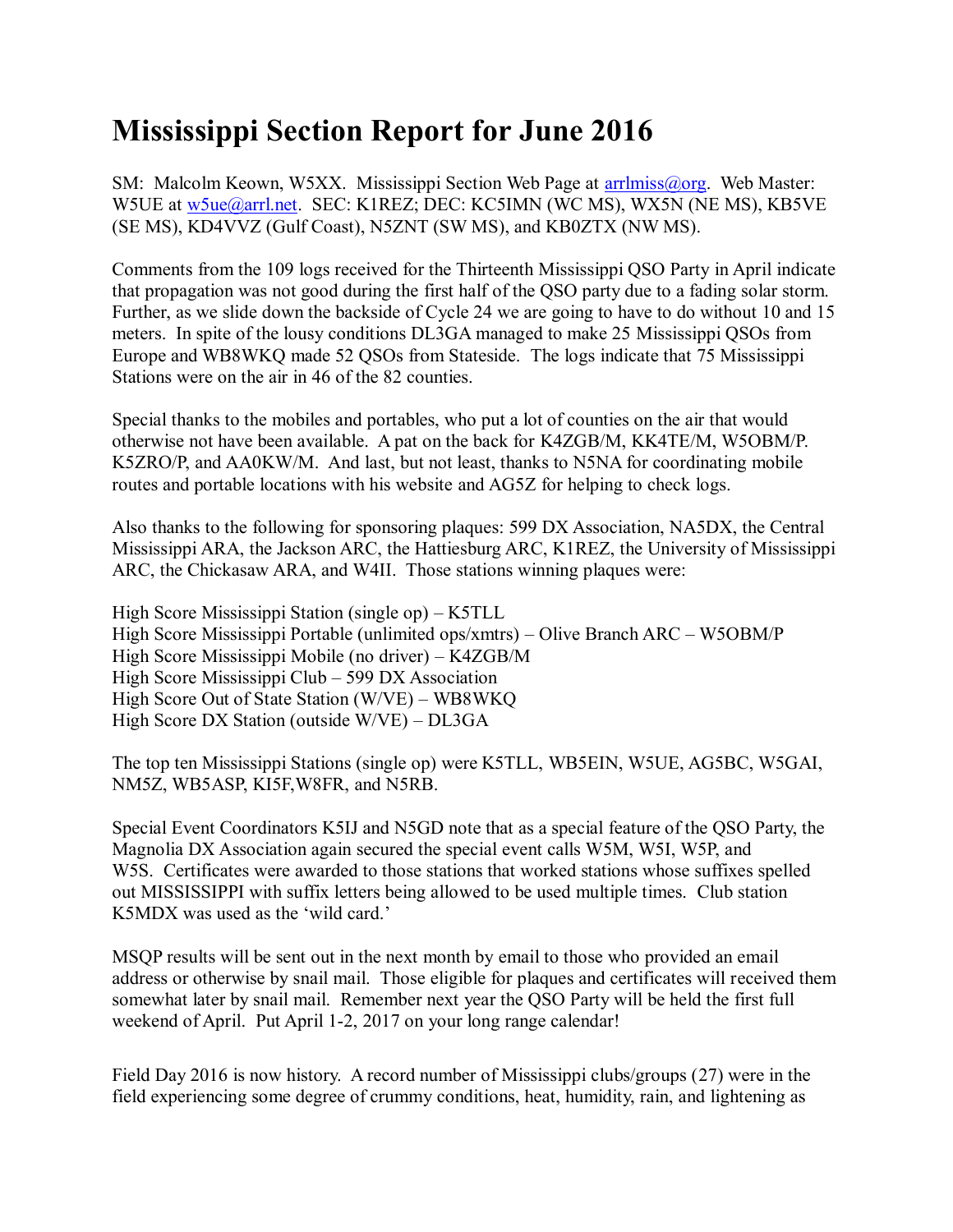# Mississippi Section Report for June 2016

SM: Malcolm Keown, W5XX. Mississippi Section Web Page at arrlmiss@org. Web Master: W5UE at w5ue@arrl.net. SEC: K1REZ; DEC: KC5IMN (WC MS), WX5N (NE MS), KB5VE (SE MS), KD4VVZ (Gulf Coast), N5ZNT (SW MS), and KB0ZTX (NW MS).

Comments from the 109 logs received for the Thirteenth Mississippi QSO Party in April indicate that propagation was not good during the first half of the QSO party due to a fading solar storm. Further, as we slide down the backside of Cycle 24 we are going to have to do without 10 and 15 meters. In spite of the lousy conditions DL3GA managed to make 25 Mississippi QSOs from Europe and WB8WKQ made 52 QSOs from Stateside. The logs indicate that 75 Mississippi Stations were on the air in 46 of the 82 counties.

Special thanks to the mobiles and portables, who put a lot of counties on the air that would otherwise not have been available. A pat on the back for K4ZGB/M, KK4TE/M, W5OBM/P. K5ZRO/P, and AA0KW/M. And last, but not least, thanks to N5NA for coordinating mobile routes and portable locations with his website and AG5Z for helping to check logs.

Also thanks to the following for sponsoring plaques: 599 DX Association, NA5DX, the Central Mississippi ARA, the Jackson ARC, the Hattiesburg ARC, K1REZ, the University of Mississippi ARC, the Chickasaw ARA, and W4II. Those stations winning plaques were:

High Score Mississippi Station (single op) – K5TLL
High Score Mississippi Portable (unlimited ops/xmtrs) – Olive Branch ARC – W5OBM/P
High Score Mississippi Mobile (no driver) – K4ZGB/M
High Score Mississippi Club – 599 DX Association
High Score Out of State Station (W/VE) – WB8WKQ
High Score DX Station (outside W/VE) – DL3GA

The top ten Mississippi Stations (single op) were K5TLL, WB5EIN, W5UE, AG5BC, W5GAI, NM5Z, WB5ASP, KI5F,W8FR, and N5RB.

Special Event Coordinators K5IJ and N5GD note that as a special feature of the QSO Party, the Magnolia DX Association again secured the special event calls W5M, W5I, W5P, and W5S. Certificates were awarded to those stations that worked stations whose suffixes spelled out MISSISSIPPI with suffix letters being allowed to be used multiple times. Club station K5MDX was used as the 'wild card.'

MSQP results will be sent out in the next month by email to those who provided an email address or otherwise by snail mail. Those eligible for plaques and certificates will received them somewhat later by snail mail. Remember next year the QSO Party will be held the first full weekend of April. Put April 1-2, 2017 on your long range calendar!

Field Day 2016 is now history. A record number of Mississippi clubs/groups (27) were in the field experiencing some degree of crummy conditions, heat, humidity, rain, and lightening as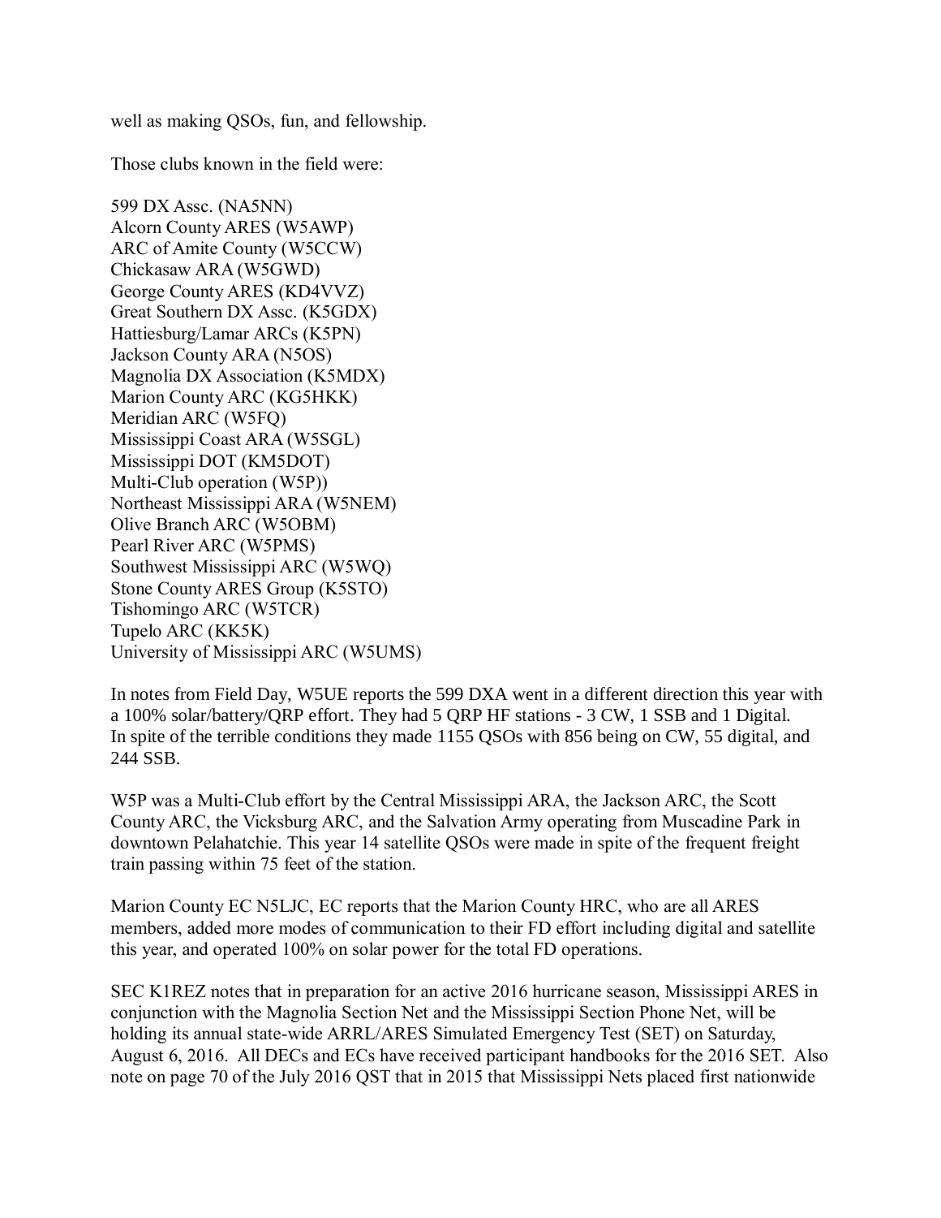well as making QSOs, fun, and fellowship.

Those clubs known in the field were:

599 DX Assc. (NA5NN)
Alcorn County ARES (W5AWP)
ARC of Amite County (W5CCW)
Chickasaw ARA (W5GWD)
George County ARES (KD4VVZ)
Great Southern DX Assc. (K5GDX)
Hattiesburg/Lamar ARCs (K5PN)
Jackson County ARA (N5OS)
Magnolia DX Association (K5MDX)
Marion County ARC (KG5HKK)
Meridian ARC (W5FQ)
Mississippi Coast ARA (W5SGL)
Mississippi DOT (KM5DOT)
Multi-Club operation (W5P))
Northeast Mississippi ARA (W5NEM)
Olive Branch ARC (W5OBM)
Pearl River ARC (W5PMS)
Southwest Mississippi ARC (W5WQ)
Stone County ARES Group (K5STO)
Tishomingo ARC (W5TCR)
Tupelo ARC (KK5K)
University of Mississippi ARC (W5UMS)

In notes from Field Day, W5UE reports the 599 DXA went in a different direction this year with a 100% solar/battery/QRP effort. They had 5 QRP HF stations - 3 CW, 1 SSB and 1 Digital. In spite of the terrible conditions they made 1155 QSOs with 856 being on CW, 55 digital, and 244 SSB.

W5P was a Multi-Club effort by the Central Mississippi ARA, the Jackson ARC, the Scott County ARC, the Vicksburg ARC, and the Salvation Army operating from Muscadine Park in downtown Pelahatchie. This year 14 satellite QSOs were made in spite of the frequent freight train passing within 75 feet of the station.

Marion County EC N5LJC, EC reports that the Marion County HRC, who are all ARES members, added more modes of communication to their FD effort including digital and satellite this year, and operated 100% on solar power for the total FD operations.

SEC K1REZ notes that in preparation for an active 2016 hurricane season, Mississippi ARES in conjunction with the Magnolia Section Net and the Mississippi Section Phone Net, will be holding its annual state-wide ARRL/ARES Simulated Emergency Test (SET) on Saturday, August 6, 2016. All DECs and ECs have received participant handbooks for the 2016 SET. Also note on page 70 of the July 2016 QST that in 2015 that Mississippi Nets placed first nationwide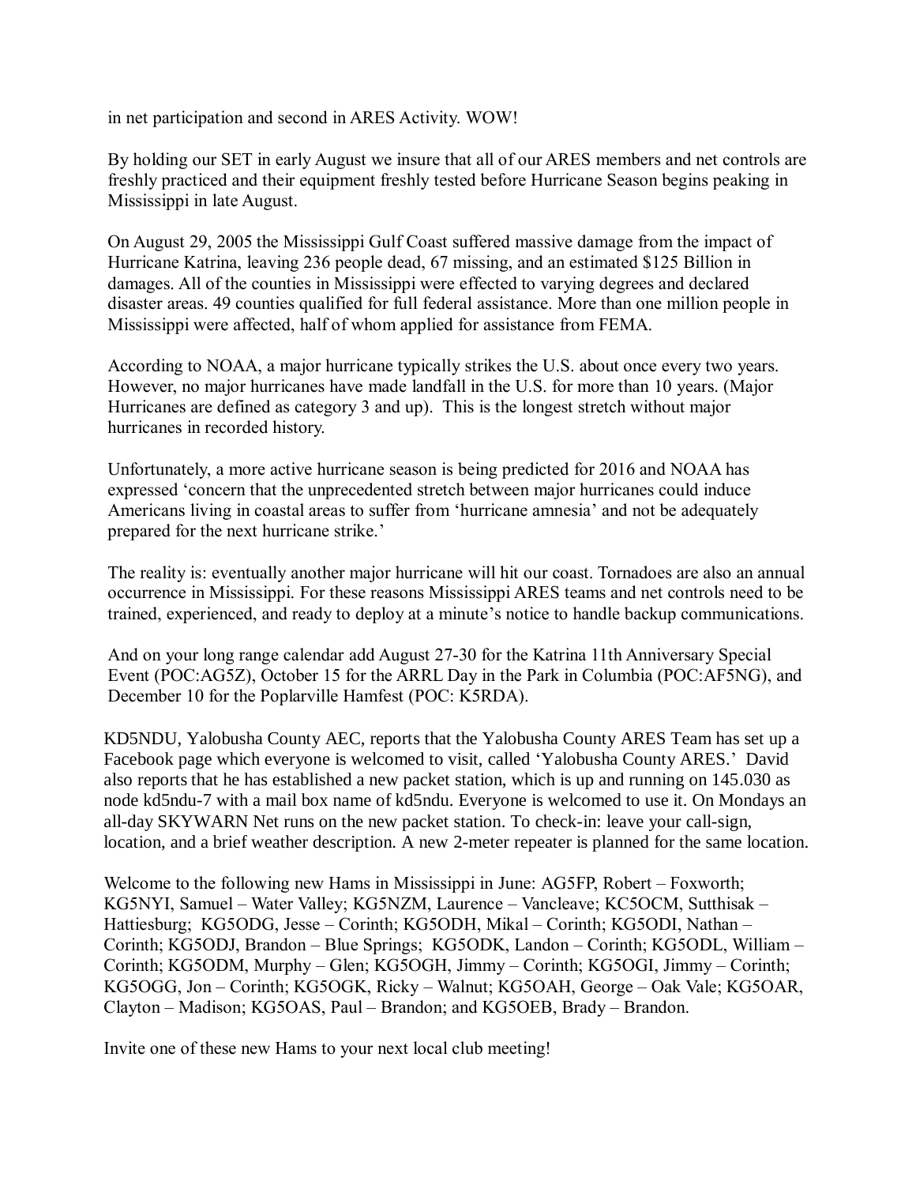in net participation and second in ARES Activity. WOW!

By holding our SET in early August we insure that all of our ARES members and net controls are freshly practiced and their equipment freshly tested before Hurricane Season begins peaking in Mississippi in late August.

On August 29, 2005 the Mississippi Gulf Coast suffered massive damage from the impact of Hurricane Katrina, leaving 236 people dead, 67 missing, and an estimated $125 Billion in damages. All of the counties in Mississippi were effected to varying degrees and declared disaster areas. 49 counties qualified for full federal assistance. More than one million people in Mississippi were affected, half of whom applied for assistance from FEMA.

According to NOAA, a major hurricane typically strikes the U.S. about once every two years. However, no major hurricanes have made landfall in the U.S. for more than 10 years. (Major Hurricanes are defined as category 3 and up). This is the longest stretch without major hurricanes in recorded history.

Unfortunately, a more active hurricane season is being predicted for 2016 and NOAA has expressed 'concern that the unprecedented stretch between major hurricanes could induce Americans living in coastal areas to suffer from 'hurricane amnesia' and not be adequately prepared for the next hurricane strike.'

The reality is: eventually another major hurricane will hit our coast. Tornadoes are also an annual occurrence in Mississippi. For these reasons Mississippi ARES teams and net controls need to be trained, experienced, and ready to deploy at a minute's notice to handle backup communications.

And on your long range calendar add August 27-30 for the Katrina 11th Anniversary Special Event (POC:AG5Z), October 15 for the ARRL Day in the Park in Columbia (POC:AF5NG), and December 10 for the Poplarville Hamfest (POC: K5RDA).

KD5NDU, Yalobusha County AEC, reports that the Yalobusha County ARES Team has set up a Facebook page which everyone is welcomed to visit, called 'Yalobusha County ARES.' David also reports that he has established a new packet station, which is up and running on 145.030 as node kd5ndu-7 with a mail box name of kd5ndu. Everyone is welcomed to use it. On Mondays an all-day SKYWARN Net runs on the new packet station. To check-in: leave your call-sign, location, and a brief weather description. A new 2-meter repeater is planned for the same location.

Welcome to the following new Hams in Mississippi in June: AG5FP, Robert – Foxworth; KG5NYI, Samuel – Water Valley; KG5NZM, Laurence – Vancleave; KC5OCM, Sutthisak – Hattiesburg; KG5ODG, Jesse – Corinth; KG5ODH, Mikal – Corinth; KG5ODI, Nathan – Corinth; KG5ODJ, Brandon – Blue Springs; KG5ODK, Landon – Corinth; KG5ODL, William – Corinth; KG5ODM, Murphy – Glen; KG5OGH, Jimmy – Corinth; KG5OGI, Jimmy – Corinth; KG5OGG, Jon – Corinth; KG5OGK, Ricky – Walnut; KG5OAH, George – Oak Vale; KG5OAR, Clayton – Madison; KG5OAS, Paul – Brandon; and KG5OEB, Brady – Brandon.

Invite one of these new Hams to your next local club meeting!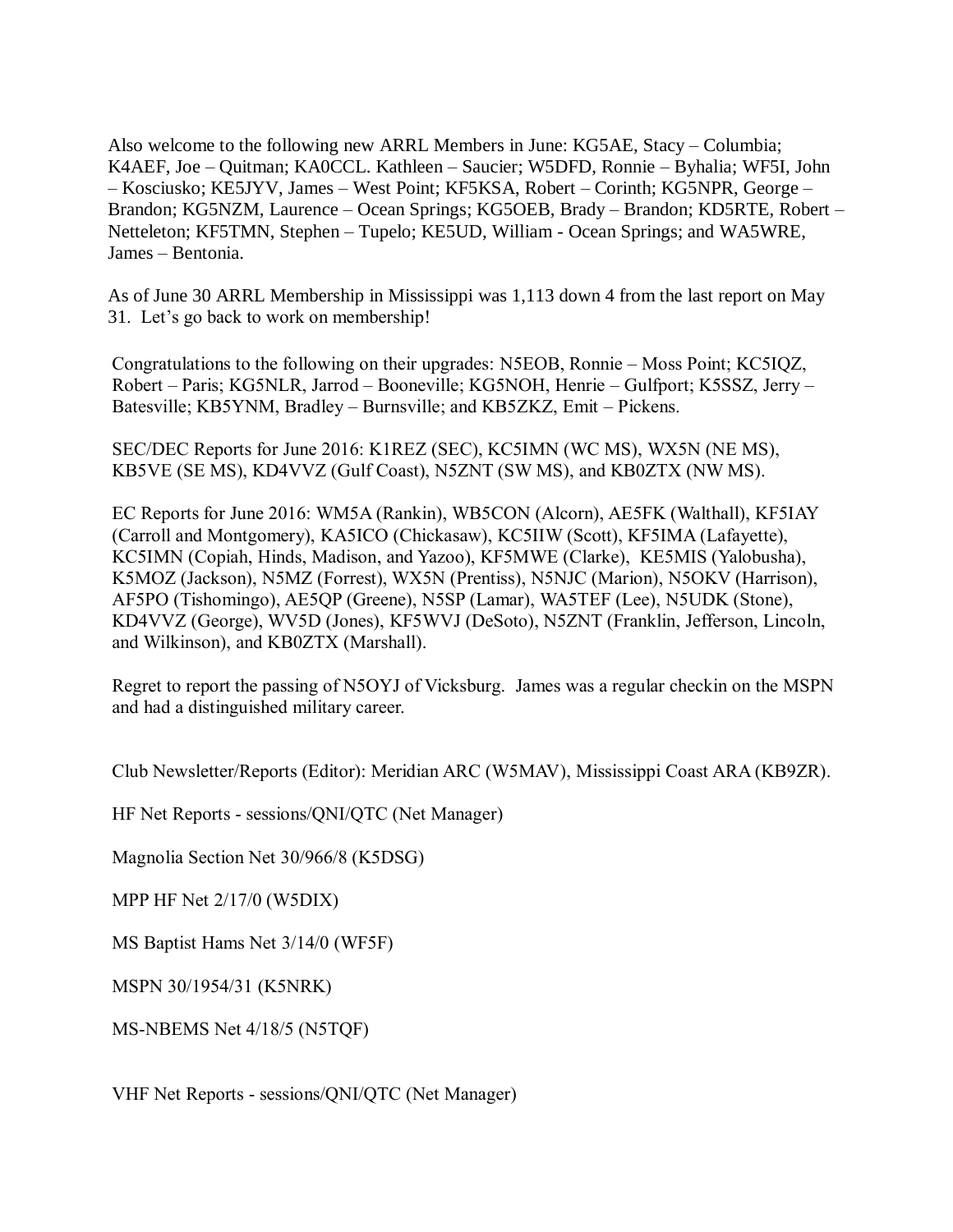Also welcome to the following new ARRL Members in June: KG5AE, Stacy – Columbia; K4AEF, Joe – Quitman; KA0CCL. Kathleen – Saucier; W5DFD, Ronnie – Byhalia; WF5I, John – Kosciusko; KE5JYV, James – West Point; KF5KSA, Robert – Corinth; KG5NPR, George – Brandon; KG5NZM, Laurence – Ocean Springs; KG5OEB, Brady – Brandon; KD5RTE, Robert – Netteleton; KF5TMN, Stephen – Tupelo; KE5UD, William - Ocean Springs; and WA5WRE, James – Bentonia.

As of June 30 ARRL Membership in Mississippi was 1,113 down 4 from the last report on May 31. Let's go back to work on membership!

Congratulations to the following on their upgrades: N5EOB, Ronnie – Moss Point; KC5IQZ, Robert – Paris; KG5NLR, Jarrod – Booneville; KG5NOH, Henrie – Gulfport; K5SSZ, Jerry – Batesville; KB5YNM, Bradley – Burnsville; and KB5ZKZ, Emit – Pickens.

SEC/DEC Reports for June 2016: K1REZ (SEC), KC5IMN (WC MS), WX5N (NE MS), KB5VE (SE MS), KD4VVZ (Gulf Coast), N5ZNT (SW MS), and KB0ZTX (NW MS).

EC Reports for June 2016: WM5A (Rankin), WB5CON (Alcorn), AE5FK (Walthall), KF5IAY (Carroll and Montgomery), KA5ICO (Chickasaw), KC5IIW (Scott), KF5IMA (Lafayette), KC5IMN (Copiah, Hinds, Madison, and Yazoo), KF5MWE (Clarke), KE5MIS (Yalobusha), K5MOZ (Jackson), N5MZ (Forrest), WX5N (Prentiss), N5NJC (Marion), N5OKV (Harrison), AF5PO (Tishomingo), AE5QP (Greene), N5SP (Lamar), WA5TEF (Lee), N5UDK (Stone), KD4VVZ (George), WV5D (Jones), KF5WVJ (DeSoto), N5ZNT (Franklin, Jefferson, Lincoln, and Wilkinson), and KB0ZTX (Marshall).

Regret to report the passing of N5OYJ of Vicksburg. James was a regular checkin on the MSPN and had a distinguished military career.

Club Newsletter/Reports (Editor): Meridian ARC (W5MAV), Mississippi Coast ARA (KB9ZR).

HF Net Reports - sessions/QNI/QTC (Net Manager)

Magnolia Section Net 30/966/8 (K5DSG)

MPP HF Net 2/17/0 (W5DIX)

MS Baptist Hams Net 3/14/0 (WF5F)

MSPN 30/1954/31 (K5NRK)

MS-NBEMS Net 4/18/5 (N5TQF)

VHF Net Reports - sessions/QNI/QTC (Net Manager)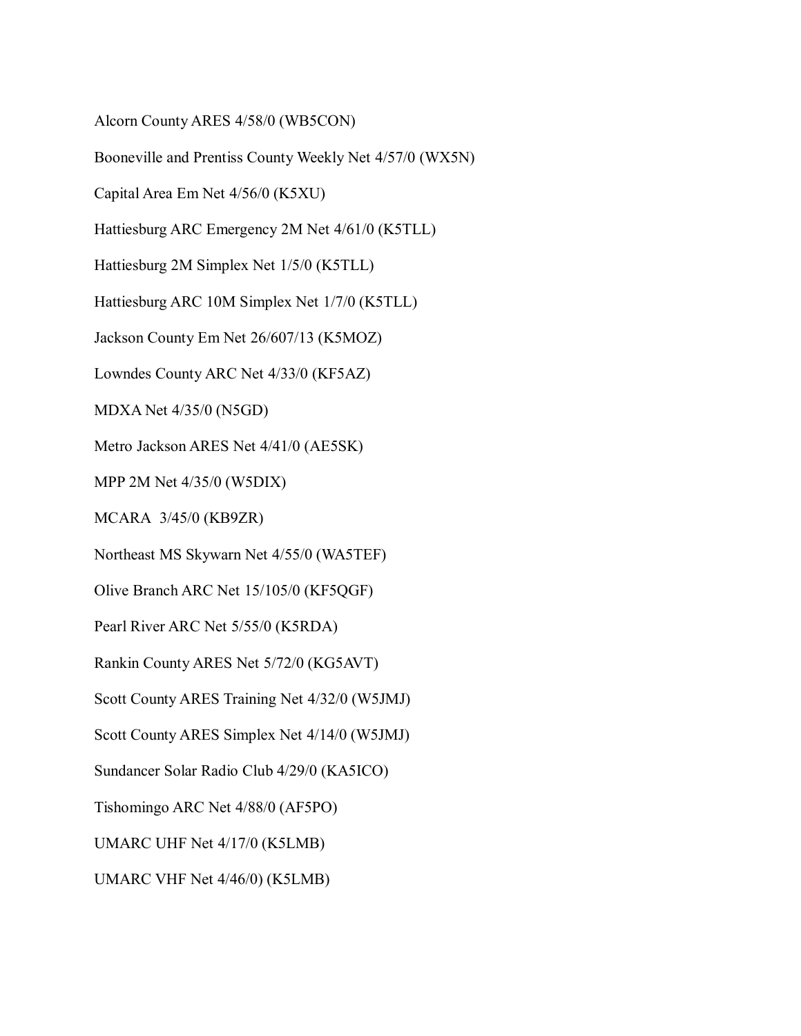Alcorn County ARES 4/58/0 (WB5CON)

Booneville and Prentiss County Weekly Net 4/57/0 (WX5N)

Capital Area Em Net 4/56/0 (K5XU)

Hattiesburg ARC Emergency 2M Net 4/61/0 (K5TLL)

Hattiesburg 2M Simplex Net 1/5/0 (K5TLL)

Hattiesburg ARC 10M Simplex Net 1/7/0 (K5TLL)

Jackson County Em Net 26/607/13 (K5MOZ)

Lowndes County ARC Net 4/33/0 (KF5AZ)

MDXA Net 4/35/0 (N5GD)

Metro Jackson ARES Net 4/41/0 (AE5SK)

MPP 2M Net 4/35/0 (W5DIX)

MCARA  3/45/0 (KB9ZR)

Northeast MS Skywarn Net 4/55/0 (WA5TEF)

Olive Branch ARC Net 15/105/0 (KF5QGF)

Pearl River ARC Net 5/55/0 (K5RDA)

Rankin County ARES Net 5/72/0 (KG5AVT)

Scott County ARES Training Net 4/32/0 (W5JMJ)

Scott County ARES Simplex Net 4/14/0 (W5JMJ)

Sundancer Solar Radio Club 4/29/0 (KA5ICO)

Tishomingo ARC Net 4/88/0 (AF5PO)

UMARC UHF Net 4/17/0 (K5LMB)

UMARC VHF Net 4/46/0) (K5LMB)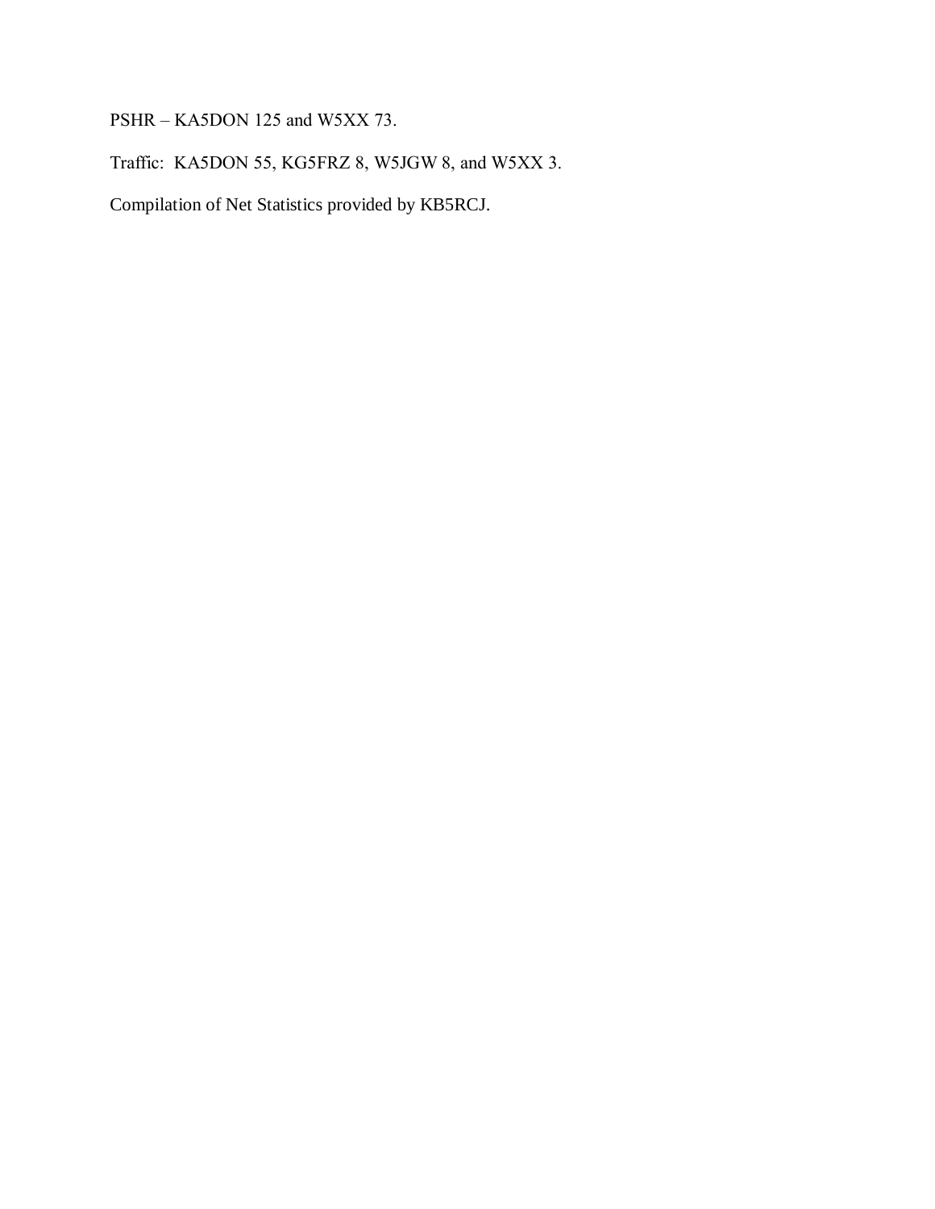PSHR – KA5DON 125 and W5XX 73.

Traffic:  KA5DON 55, KG5FRZ 8, W5JGW 8, and W5XX 3.

Compilation of Net Statistics provided by KB5RCJ.